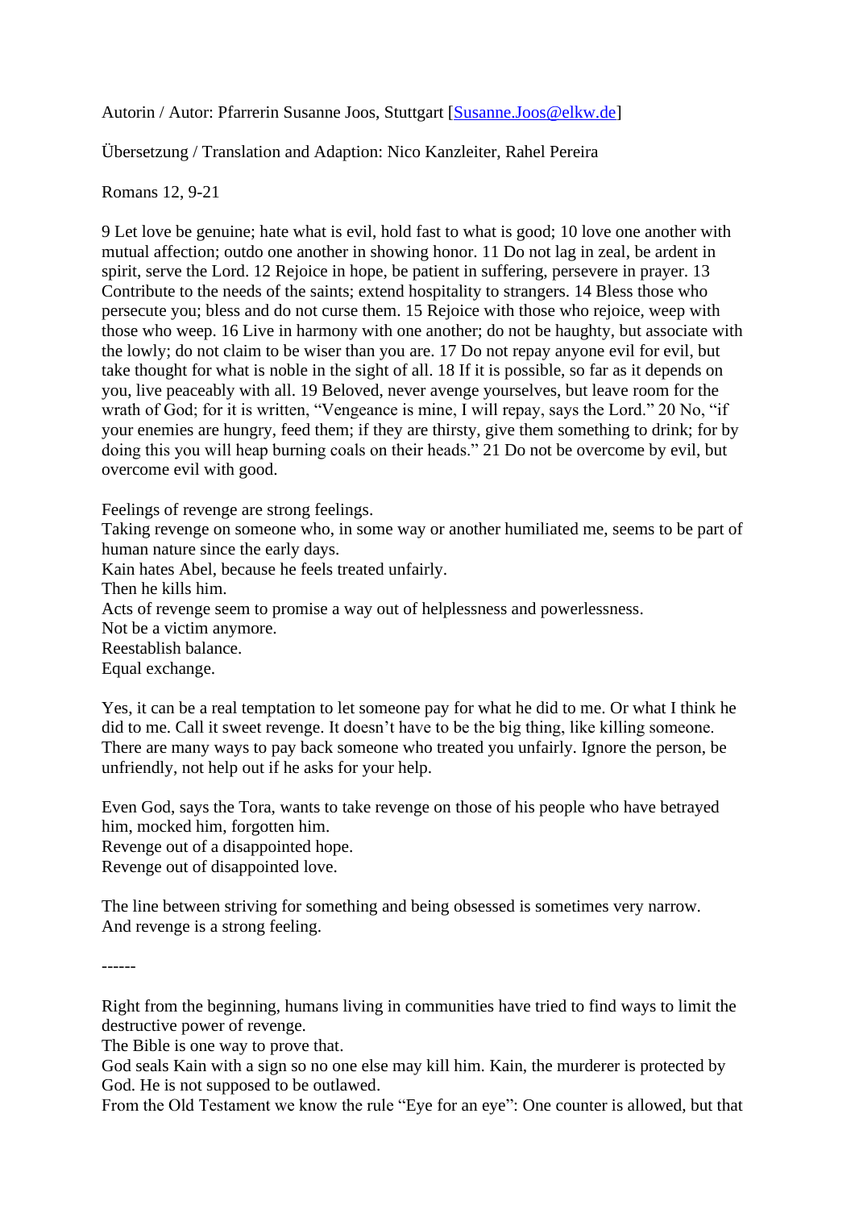Autorin / Autor: Pfarrerin Susanne Joos, Stuttgart [Susanne.Joos@elkw.de]

Übersetzung / Translation and Adaption: Nico Kanzleiter, Rahel Pereira

Romans 12, 9-21

9 Let love be genuine; hate what is evil, hold fast to what is good; 10 love one another with mutual affection; outdo one another in showing honor. 11 Do not lag in zeal, be ardent in spirit, serve the Lord. 12 Rejoice in hope, be patient in suffering, persevere in prayer. 13 Contribute to the needs of the saints; extend hospitality to strangers. 14 Bless those who persecute you; bless and do not curse them. 15 Rejoice with those who rejoice, weep with those who weep. 16 Live in harmony with one another; do not be haughty, but associate with the lowly; do not claim to be wiser than you are. 17 Do not repay anyone evil for evil, but take thought for what is noble in the sight of all. 18 If it is possible, so far as it depends on you, live peaceably with all. 19 Beloved, never avenge yourselves, but leave room for the wrath of God; for it is written, "Vengeance is mine, I will repay, says the Lord." 20 No, "if your enemies are hungry, feed them; if they are thirsty, give them something to drink; for by doing this you will heap burning coals on their heads." 21 Do not be overcome by evil, but overcome evil with good.

Feelings of revenge are strong feelings.
Taking revenge on someone who, in some way or another humiliated me, seems to be part of human nature since the early days.
Kain hates Abel, because he feels treated unfairly.
Then he kills him.
Acts of revenge seem to promise a way out of helplessness and powerlessness.
Not be a victim anymore.
Reestablish balance.
Equal exchange.

Yes, it can be a real temptation to let someone pay for what he did to me. Or what I think he did to me. Call it sweet revenge. It doesn't have to be the big thing, like killing someone. There are many ways to pay back someone who treated you unfairly. Ignore the person, be unfriendly, not help out if he asks for your help.

Even God, says the Tora, wants to take revenge on those of his people who have betrayed him, mocked him, forgotten him.
Revenge out of a disappointed hope.
Revenge out of disappointed love.

The line between striving for something and being obsessed is sometimes very narrow.
And revenge is a strong feeling.

------

Right from the beginning, humans living in communities have tried to find ways to limit the destructive power of revenge.
The Bible is one way to prove that.
God seals Kain with a sign so no one else may kill him. Kain, the murderer is protected by God. He is not supposed to be outlawed.
From the Old Testament we know the rule "Eye for an eye": One counter is allowed, but that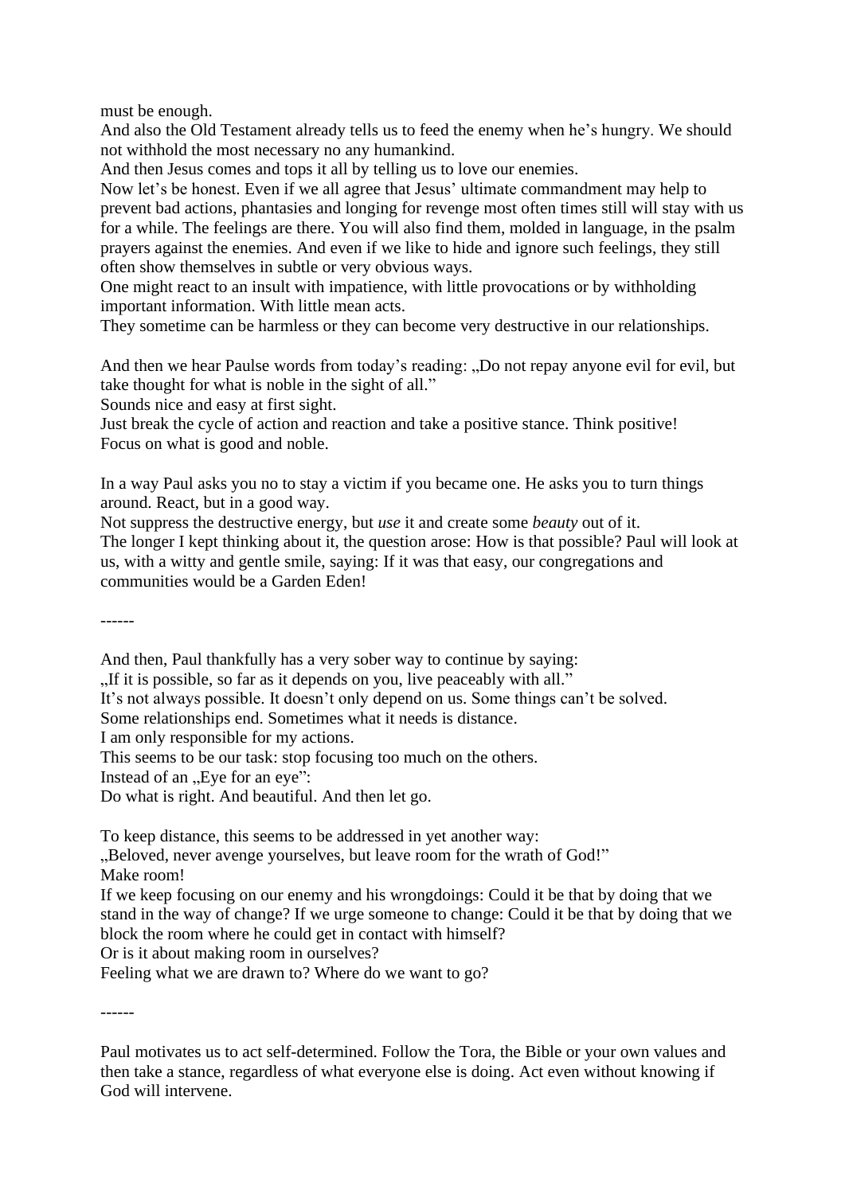must be enough.
And also the Old Testament already tells us to feed the enemy when he's hungry. We should not withhold the most necessary no any humankind.
And then Jesus comes and tops it all by telling us to love our enemies.
Now let's be honest. Even if we all agree that Jesus' ultimate commandment may help to prevent bad actions, phantasies and longing for revenge most often times still will stay with us for a while. The feelings are there. You will also find them, molded in language, in the psalm prayers against the enemies. And even if we like to hide and ignore such feelings, they still often show themselves in subtle or very obvious ways.
One might react to an insult with impatience, with little provocations or by withholding important information. With little mean acts.
They sometime can be harmless or they can become very destructive in our relationships.

And then we hear Paulse words from today's reading: „Do not repay anyone evil for evil, but take thought for what is noble in the sight of all."
Sounds nice and easy at first sight.
Just break the cycle of action and reaction and take a positive stance. Think positive!
Focus on what is good and noble.

In a way Paul asks you no to stay a victim if you became one. He asks you to turn things around. React, but in a good way.
Not suppress the destructive energy, but *use* it and create some *beauty* out of it.
The longer I kept thinking about it, the question arose: How is that possible? Paul will look at us, with a witty and gentle smile, saying: If it was that easy, our congregations and communities would be a Garden Eden!

------

And then, Paul thankfully has a very sober way to continue by saying:
„If it is possible, so far as it depends on you, live peaceably with all."
It's not always possible. It doesn't only depend on us. Some things can't be solved.
Some relationships end. Sometimes what it needs is distance.
I am only responsible for my actions.
This seems to be our task: stop focusing too much on the others.
Instead of an „Eye for an eye":
Do what is right. And beautiful. And then let go.

To keep distance, this seems to be addressed in yet another way:
„Beloved, never avenge yourselves, but leave room for the wrath of God!"
Make room!
If we keep focusing on our enemy and his wrongdoings: Could it be that by doing that we stand in the way of change? If we urge someone to change: Could it be that by doing that we block the room where he could get in contact with himself?
Or is it about making room in ourselves?
Feeling what we are drawn to? Where do we want to go?

------

Paul motivates us to act self-determined. Follow the Tora, the Bible or your own values and then take a stance, regardless of what everyone else is doing. Act even without knowing if God will intervene.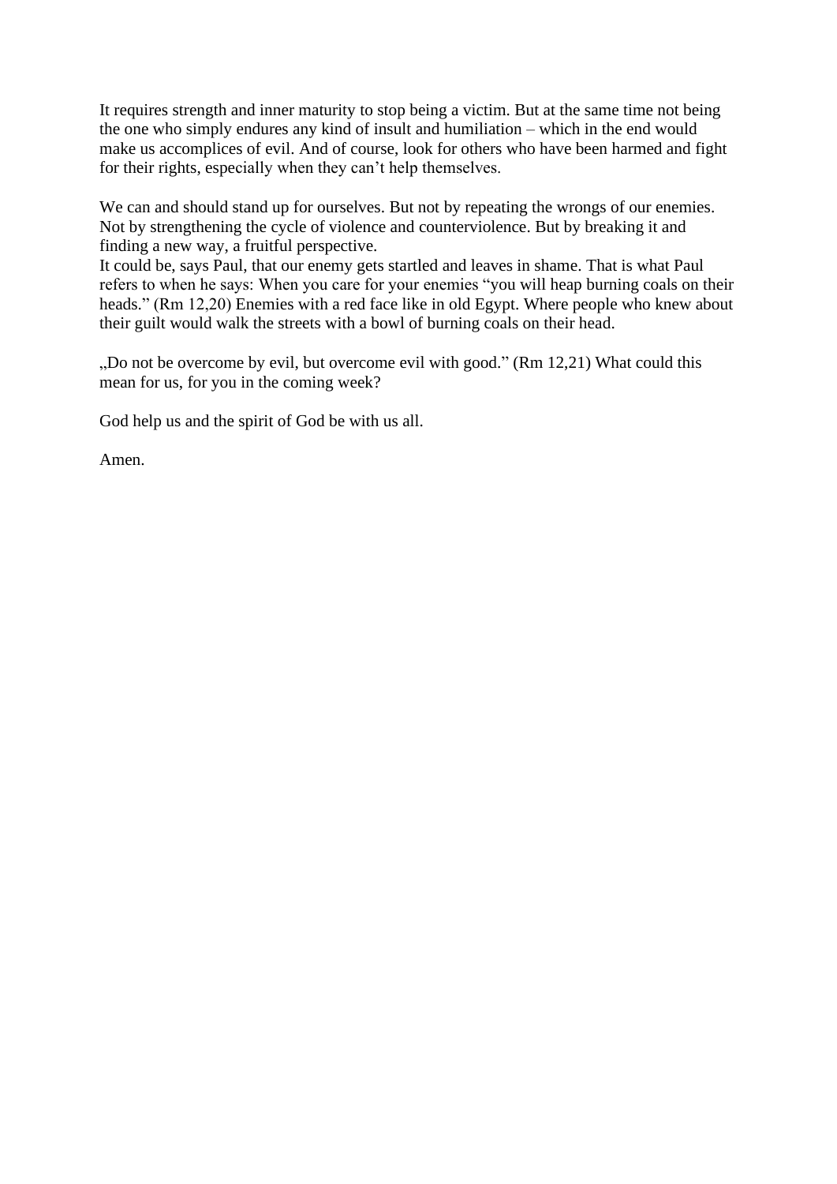It requires strength and inner maturity to stop being a victim. But at the same time not being the one who simply endures any kind of insult and humiliation – which in the end would make us accomplices of evil. And of course, look for others who have been harmed and fight for their rights, especially when they can't help themselves.

We can and should stand up for ourselves. But not by repeating the wrongs of our enemies. Not by strengthening the cycle of violence and counterviolence. But by breaking it and finding a new way, a fruitful perspective.
It could be, says Paul, that our enemy gets startled and leaves in shame. That is what Paul refers to when he says: When you care for your enemies "you will heap burning coals on their heads." (Rm 12,20) Enemies with a red face like in old Egypt. Where people who knew about their guilt would walk the streets with a bowl of burning coals on their head.

„Do not be overcome by evil, but overcome evil with good." (Rm 12,21) What could this mean for us, for you in the coming week?

God help us and the spirit of God be with us all.

Amen.